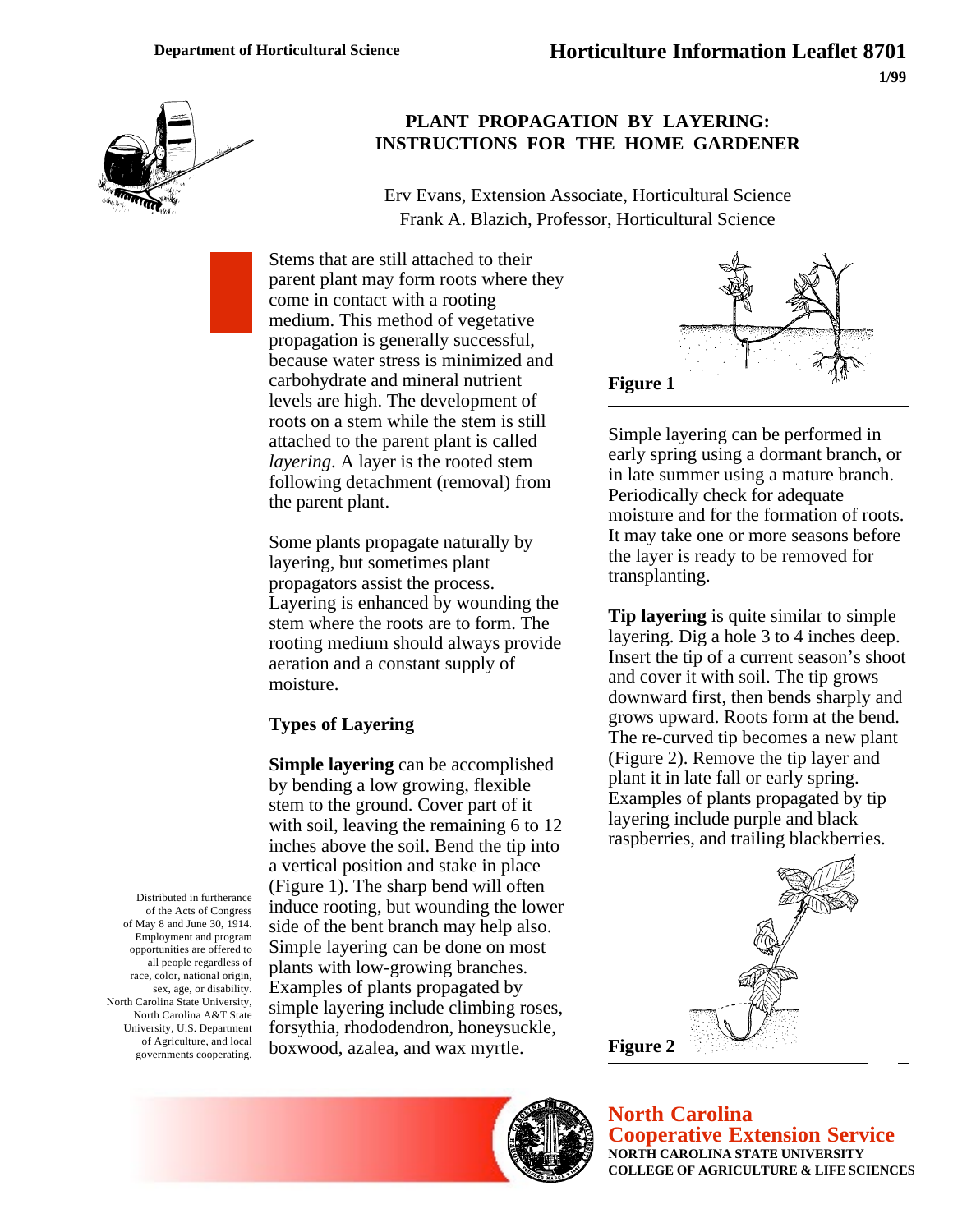Department of Horticultural Science

**Horticulture Information Leaflet 8701**

**1/99**

# PLANT PROPAGATION BY LAYERING: INSTRUCTIONS FOR THE HOME GARDENER

Erv Evans, Extension Associate, Horticultural Science
Frank A. Blazich, Professor, Horticultural Science

Stems that are still attached to their parent plant may form roots where they come in contact with a rooting medium. This method of vegetative propagation is generally successful, because water stress is minimized and carbohydrate and mineral nutrient levels are high. The development of roots on a stem while the stem is still attached to the parent plant is called *layering*. A layer is the rooted stem following detachment (removal) from the parent plant.

Some plants propagate naturally by layering, but sometimes plant propagators assist the process. Layering is enhanced by wounding the stem where the roots are to form. The rooting medium should always provide aeration and a constant supply of moisture.

## Types of Layering

**Simple layering** can be accomplished by bending a low growing, flexible stem to the ground. Cover part of it with soil, leaving the remaining 6 to 12 inches above the soil. Bend the tip into a vertical position and stake in place (Figure 1). The sharp bend will often induce rooting, but wounding the lower side of the bent branch may help also. Simple layering can be done on most plants with low-growing branches. Examples of plants propagated by simple layering include climbing roses, forsythia, rhododendron, honeysuckle, boxwood, azalea, and wax myrtle.

**Figure 1**

Simple layering can be performed in early spring using a dormant branch, or in late summer using a mature branch. Periodically check for adequate moisture and for the formation of roots. It may take one or more seasons before the layer is ready to be removed for transplanting.

**Tip layering** is quite similar to simple layering. Dig a hole 3 to 4 inches deep. Insert the tip of a current season's shoot and cover it with soil. The tip grows downward first, then bends sharply and grows upward. Roots form at the bend. The re-curved tip becomes a new plant (Figure 2). Remove the tip layer and plant it in late fall or early spring. Examples of plants propagated by tip layering include purple and black raspberries, and trailing blackberries.

**Figure 2**

Distributed in furtherance of the Acts of Congress of May 8 and June 30, 1914. Employment and program opportunities are offered to all people regardless of race, color, national origin, sex, age, or disability. North Carolina State University, North Carolina A&T State University, U.S. Department of Agriculture, and local governments cooperating.

**North Carolina Cooperative Extension Service**
NORTH CAROLINA STATE UNIVERSITY
COLLEGE OF AGRICULTURE & LIFE SCIENCES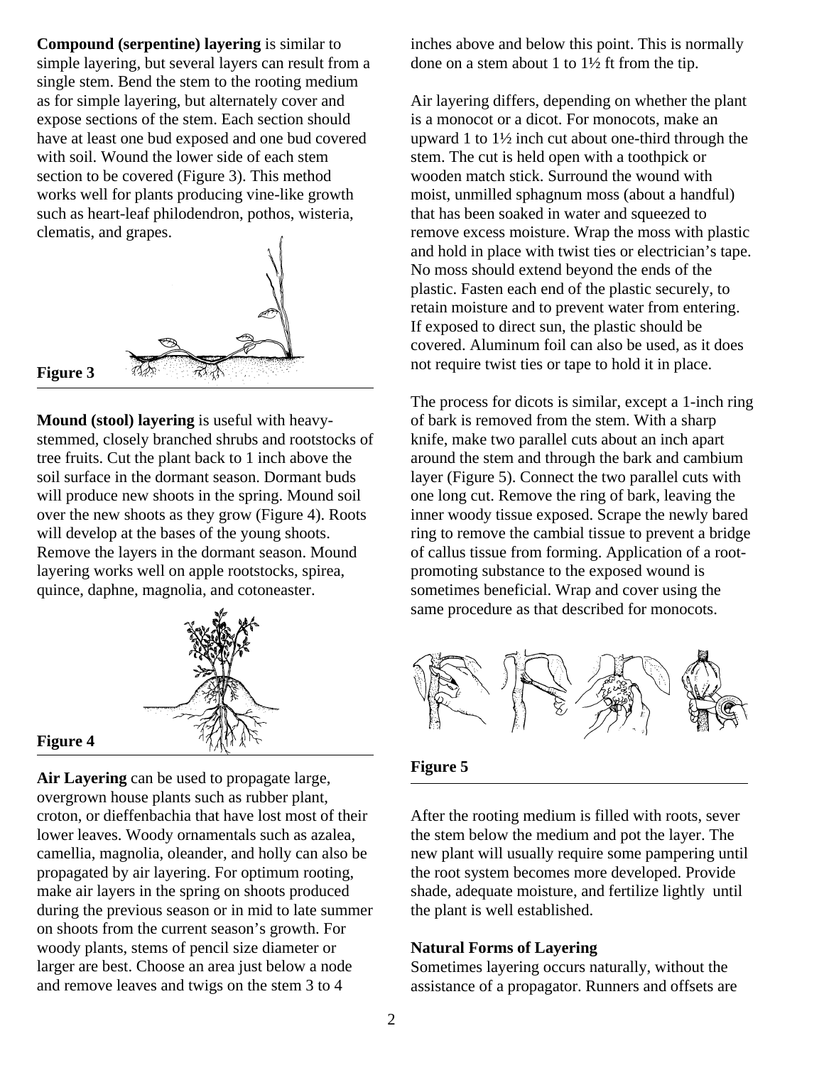**Compound (serpentine) layering** is similar to simple layering, but several layers can result from a single stem. Bend the stem to the rooting medium as for simple layering, but alternately cover and expose sections of the stem. Each section should have at least one bud exposed and one bud covered with soil. Wound the lower side of each stem section to be covered (Figure 3). This method works well for plants producing vine-like growth such as heart-leaf philodendron, pothos, wisteria, clematis, and grapes.

**Figure 3**

**Mound (stool) layering** is useful with heavy-stemmed, closely branched shrubs and rootstocks of tree fruits. Cut the plant back to 1 inch above the soil surface in the dormant season. Dormant buds will produce new shoots in the spring. Mound soil over the new shoots as they grow (Figure 4). Roots will develop at the bases of the young shoots. Remove the layers in the dormant season. Mound layering works well on apple rootstocks, spirea, quince, daphne, magnolia, and cotoneaster.

**Figure 4**

**Air Layering** can be used to propagate large, overgrown house plants such as rubber plant, croton, or dieffenbachia that have lost most of their lower leaves. Woody ornamentals such as azalea, camellia, magnolia, oleander, and holly can also be propagated by air layering. For optimum rooting, make air layers in the spring on shoots produced during the previous season or in mid to late summer on shoots from the current season's growth. For woody plants, stems of pencil size diameter or larger are best. Choose an area just below a node and remove leaves and twigs on the stem 3 to 4 inches above and below this point. This is normally done on a stem about 1 to 1½ ft from the tip.

Air layering differs, depending on whether the plant is a monocot or a dicot. For monocots, make an upward 1 to 1½ inch cut about one-third through the stem. The cut is held open with a toothpick or wooden match stick. Surround the wound with moist, unmilled sphagnum moss (about a handful) that has been soaked in water and squeezed to remove excess moisture. Wrap the moss with plastic and hold in place with twist ties or electrician's tape. No moss should extend beyond the ends of the plastic. Fasten each end of the plastic securely, to retain moisture and to prevent water from entering. If exposed to direct sun, the plastic should be covered. Aluminum foil can also be used, as it does not require twist ties or tape to hold it in place.

The process for dicots is similar, except a 1-inch ring of bark is removed from the stem. With a sharp knife, make two parallel cuts about an inch apart around the stem and through the bark and cambium layer (Figure 5). Connect the two parallel cuts with one long cut. Remove the ring of bark, leaving the inner woody tissue exposed. Scrape the newly bared ring to remove the cambial tissue to prevent a bridge of callus tissue from forming. Application of a root-promoting substance to the exposed wound is sometimes beneficial. Wrap and cover using the same procedure as that described for monocots.

**Figure 5**

After the rooting medium is filled with roots, sever the stem below the medium and pot the layer. The new plant will usually require some pampering until the root system becomes more developed. Provide shade, adequate moisture, and fertilize lightly until the plant is well established.

**Natural Forms of Layering**

Sometimes layering occurs naturally, without the assistance of a propagator. Runners and offsets are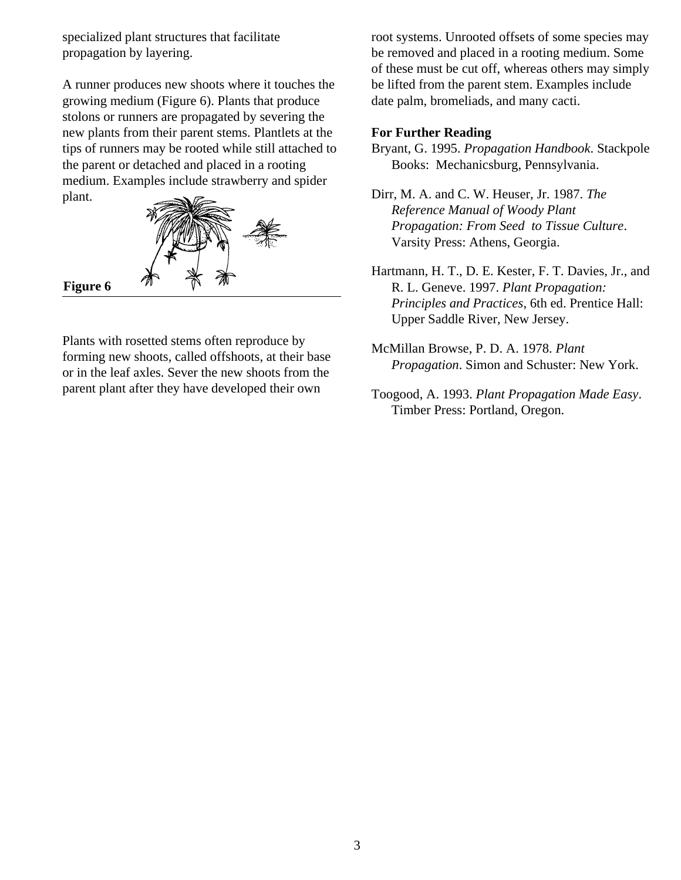specialized plant structures that facilitate propagation by layering.

A runner produces new shoots where it touches the growing medium (Figure 6). Plants that produce stolons or runners are propagated by severing the new plants from their parent stems. Plantlets at the tips of runners may be rooted while still attached to the parent or detached and placed in a rooting medium. Examples include strawberry and spider plant.

**Figure 6**

Plants with rosetted stems often reproduce by forming new shoots, called offshoots, at their base or in the leaf axles. Sever the new shoots from the parent plant after they have developed their own root systems. Unrooted offsets of some species may be removed and placed in a rooting medium. Some of these must be cut off, whereas others may simply be lifted from the parent stem. Examples include date palm, bromeliads, and many cacti.

**For Further Reading**

Bryant, G. 1995. *Propagation Handbook*. Stackpole Books: Mechanicsburg, Pennsylvania.

Dirr, M. A. and C. W. Heuser, Jr. 1987. *The Reference Manual of Woody Plant Propagation: From Seed to Tissue Culture*. Varsity Press: Athens, Georgia.

Hartmann, H. T., D. E. Kester, F. T. Davies, Jr., and R. L. Geneve. 1997. *Plant Propagation: Principles and Practices*, 6th ed. Prentice Hall: Upper Saddle River, New Jersey.

McMillan Browse, P. D. A. 1978. *Plant Propagation*. Simon and Schuster: New York.

Toogood, A. 1993. *Plant Propagation Made Easy*. Timber Press: Portland, Oregon.